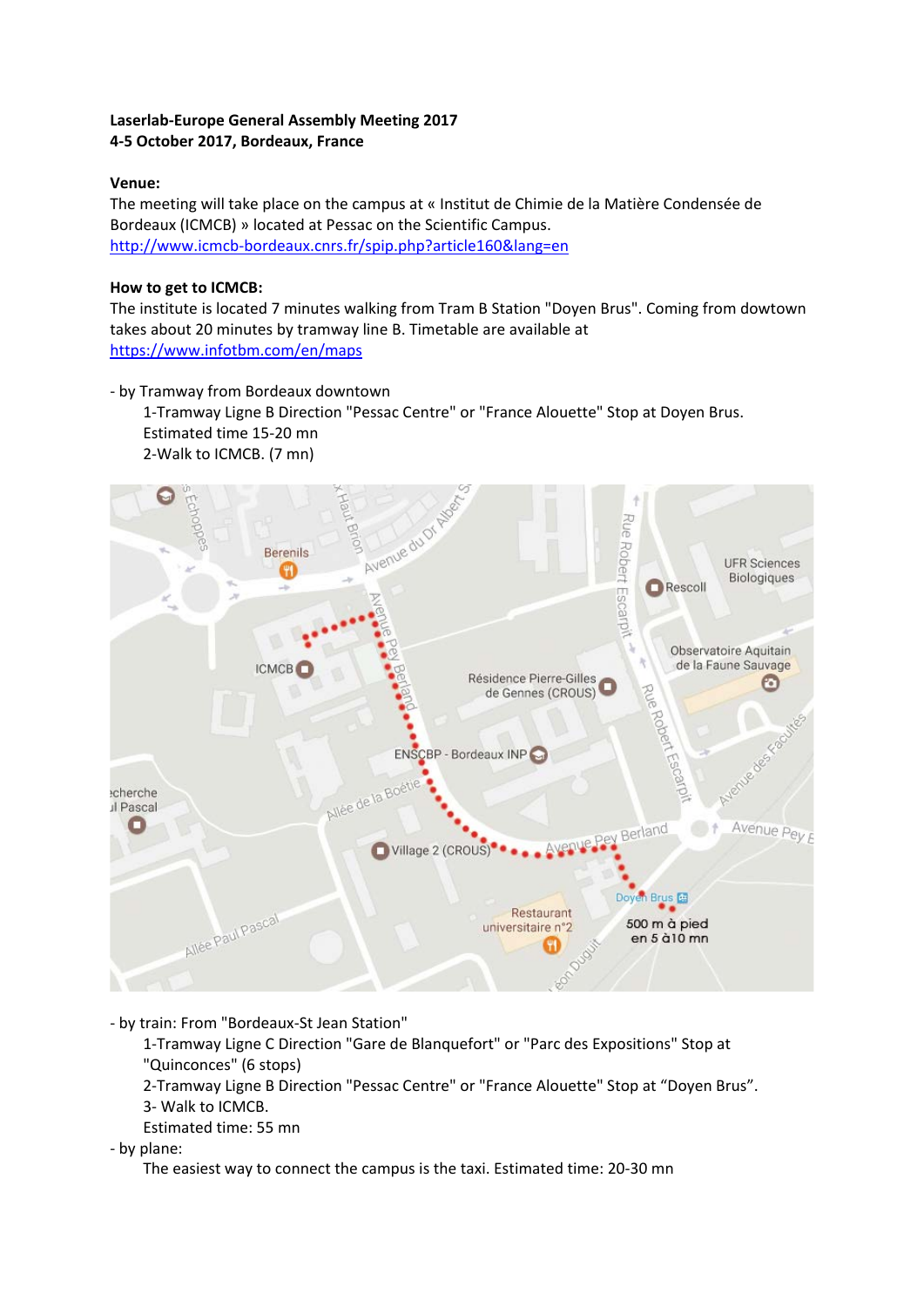**Laserlab-Europe General Assembly Meeting 2017**
**4-5 October 2017, Bordeaux, France**

**Venue:**
The meeting will take place on the campus at « Institut de Chimie de la Matière Condensée de Bordeaux (ICMCB) » located at Pessac on the Scientific Campus.
http://www.icmcb-bordeaux.cnrs.fr/spip.php?article160&lang=en

**How to get to ICMCB:**
The institute is located 7 minutes walking from Tram B Station "Doyen Brus". Coming from dowtown takes about 20 minutes by tramway line B. Timetable are available at
https://www.infotbm.com/en/maps

- by Tramway from Bordeaux downtown
  1-Tramway Ligne B Direction "Pessac Centre" or "France Alouette" Stop at Doyen Brus.
  Estimated time 15-20 mn
  2-Walk to ICMCB. (7 mn)

- by train: From "Bordeaux-St Jean Station"
  1-Tramway Ligne C Direction "Gare de Blanquefort" or "Parc des Expositions" Stop at "Quinconces" (6 stops)
  2-Tramway Ligne B Direction "Pessac Centre" or "France Alouette" Stop at "Doyen Brus".
  3- Walk to ICMCB.
  Estimated time: 55 mn
- by plane:
  The easiest way to connect the campus is the taxi. Estimated time: 20-30 mn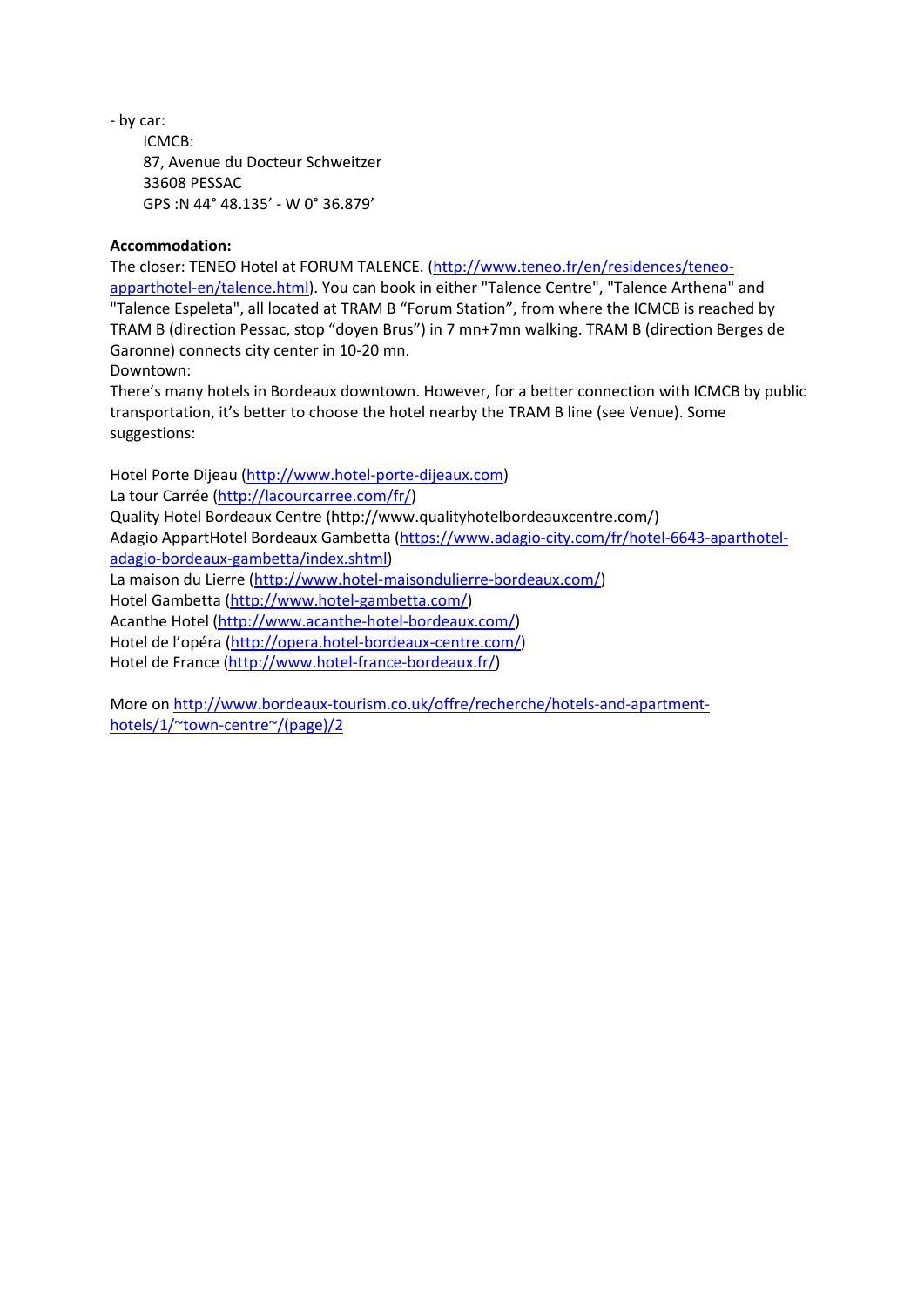- by car:

ICMCB:
87, Avenue du Docteur Schweitzer
33608 PESSAC
GPS :N 44° 48.135' - W 0° 36.879'

**Accommodation:**

The closer: TENEO Hotel at FORUM TALENCE. (http://www.teneo.fr/en/residences/teneo-apparthotel-en/talence.html). You can book in either "Talence Centre", "Talence Arthena" and "Talence Espeleta", all located at TRAM B "Forum Station", from where the ICMCB is reached by TRAM B (direction Pessac, stop "doyen Brus") in 7 mn+7mn walking. TRAM B (direction Berges de Garonne) connects city center in 10-20 mn.

Downtown:

There's many hotels in Bordeaux downtown. However, for a better connection with ICMCB by public transportation, it's better to choose the hotel nearby the TRAM B line (see Venue). Some suggestions:

Hotel Porte Dijeau (http://www.hotel-porte-dijeaux.com)
La tour Carrée (http://lacourcarree.com/fr/)
Quality Hotel Bordeaux Centre (http://www.qualityhotelbordeauxcentre.com/)
Adagio AppartHotel Bordeaux Gambetta (https://www.adagio-city.com/fr/hotel-6643-aparthotel-adagio-bordeaux-gambetta/index.shtml)
La maison du Lierre (http://www.hotel-maisondulierre-bordeaux.com/)
Hotel Gambetta (http://www.hotel-gambetta.com/)
Acanthe Hotel (http://www.acanthe-hotel-bordeaux.com/)
Hotel de l'opéra (http://opera.hotel-bordeaux-centre.com/)
Hotel de France (http://www.hotel-france-bordeaux.fr/)

More on http://www.bordeaux-tourism.co.uk/offre/recherche/hotels-and-apartment-hotels/1/~town-centre~/(page)/2